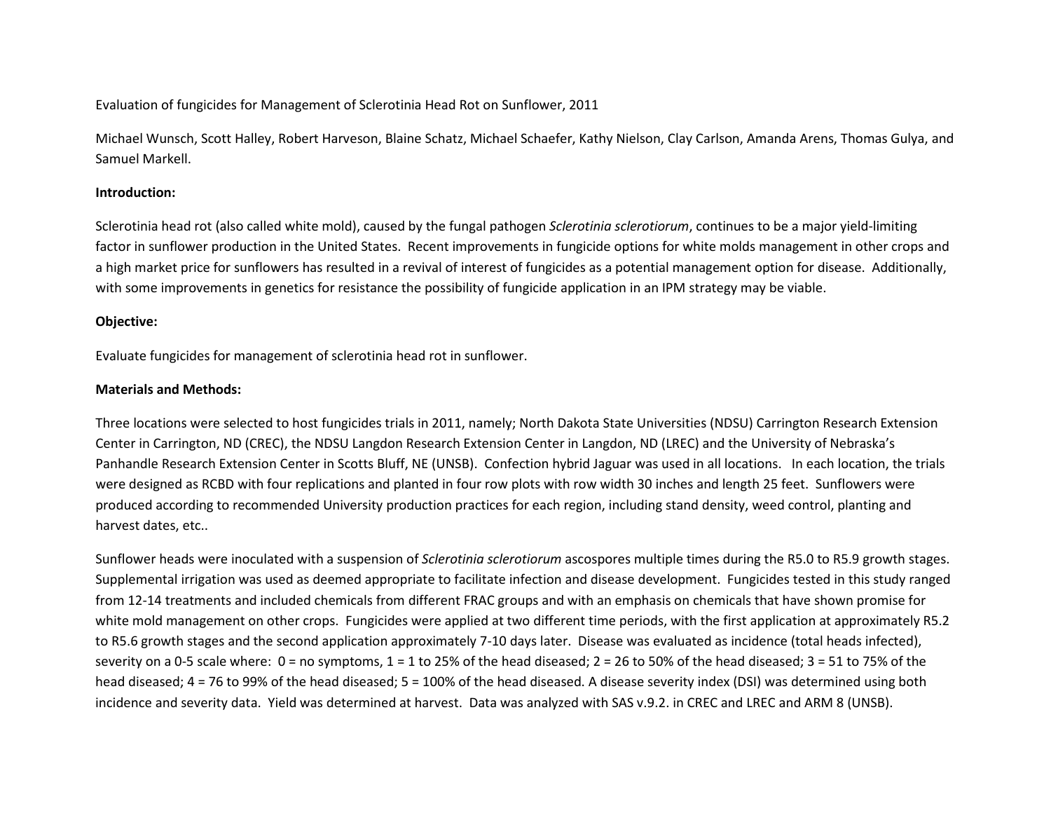Evaluation of fungicides for Management of Sclerotinia Head Rot on Sunflower, 2011

Michael Wunsch, Scott Halley, Robert Harveson, Blaine Schatz, Michael Schaefer, Kathy Nielson, Clay Carlson, Amanda Arens, Thomas Gulya, and Samuel Markell.

**Introduction:**

Sclerotinia head rot (also called white mold), caused by the fungal pathogen *Sclerotinia sclerotiorum*, continues to be a major yield-limiting factor in sunflower production in the United States. Recent improvements in fungicide options for white molds management in other crops and a high market price for sunflowers has resulted in a revival of interest of fungicides as a potential management option for disease. Additionally, with some improvements in genetics for resistance the possibility of fungicide application in an IPM strategy may be viable.

**Objective:**

Evaluate fungicides for management of sclerotinia head rot in sunflower.

**Materials and Methods:**

Three locations were selected to host fungicides trials in 2011, namely; North Dakota State Universities (NDSU) Carrington Research Extension Center in Carrington, ND (CREC), the NDSU Langdon Research Extension Center in Langdon, ND (LREC) and the University of Nebraska's Panhandle Research Extension Center in Scotts Bluff, NE (UNSB). Confection hybrid Jaguar was used in all locations. In each location, the trials were designed as RCBD with four replications and planted in four row plots with row width 30 inches and length 25 feet. Sunflowers were produced according to recommended University production practices for each region, including stand density, weed control, planting and harvest dates, etc..

Sunflower heads were inoculated with a suspension of *Sclerotinia sclerotiorum* ascospores multiple times during the R5.0 to R5.9 growth stages. Supplemental irrigation was used as deemed appropriate to facilitate infection and disease development. Fungicides tested in this study ranged from 12-14 treatments and included chemicals from different FRAC groups and with an emphasis on chemicals that have shown promise for white mold management on other crops. Fungicides were applied at two different time periods, with the first application at approximately R5.2 to R5.6 growth stages and the second application approximately 7-10 days later. Disease was evaluated as incidence (total heads infected), severity on a 0-5 scale where: 0 = no symptoms, 1 = 1 to 25% of the head diseased; 2 = 26 to 50% of the head diseased; 3 = 51 to 75% of the head diseased; 4 = 76 to 99% of the head diseased; 5 = 100% of the head diseased. A disease severity index (DSI) was determined using both incidence and severity data. Yield was determined at harvest. Data was analyzed with SAS v.9.2. in CREC and LREC and ARM 8 (UNSB).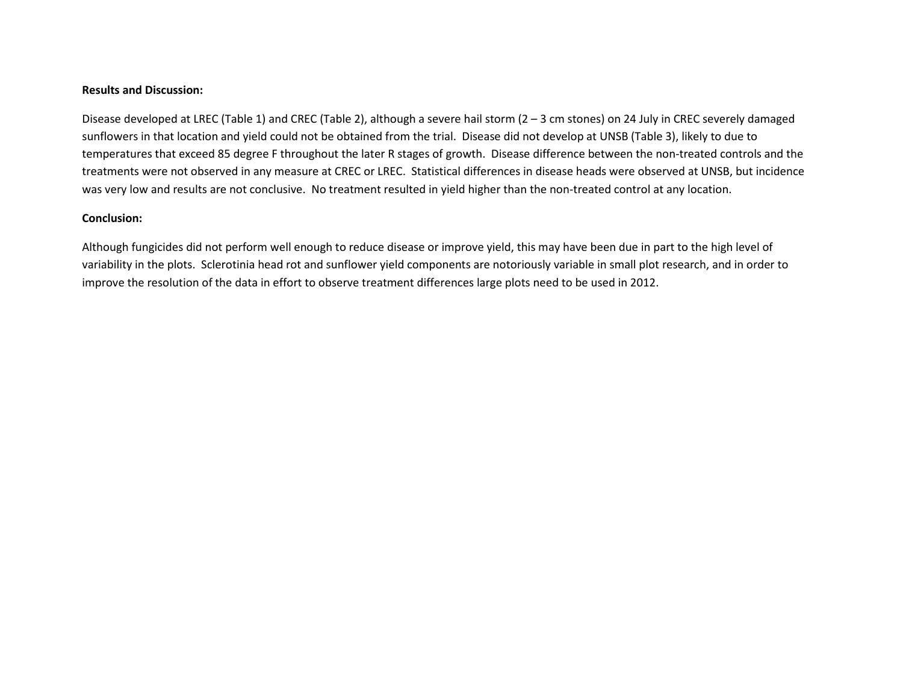**Results and Discussion:**

Disease developed at LREC (Table 1) and CREC (Table 2), although a severe hail storm (2 – 3 cm stones) on 24 July in CREC severely damaged sunflowers in that location and yield could not be obtained from the trial. Disease did not develop at UNSB (Table 3), likely to due to temperatures that exceed 85 degree F throughout the later R stages of growth. Disease difference between the non-treated controls and the treatments were not observed in any measure at CREC or LREC. Statistical differences in disease heads were observed at UNSB, but incidence was very low and results are not conclusive. No treatment resulted in yield higher than the non-treated control at any location.

**Conclusion:**

Although fungicides did not perform well enough to reduce disease or improve yield, this may have been due in part to the high level of variability in the plots. Sclerotinia head rot and sunflower yield components are notoriously variable in small plot research, and in order to improve the resolution of the data in effort to observe treatment differences large plots need to be used in 2012.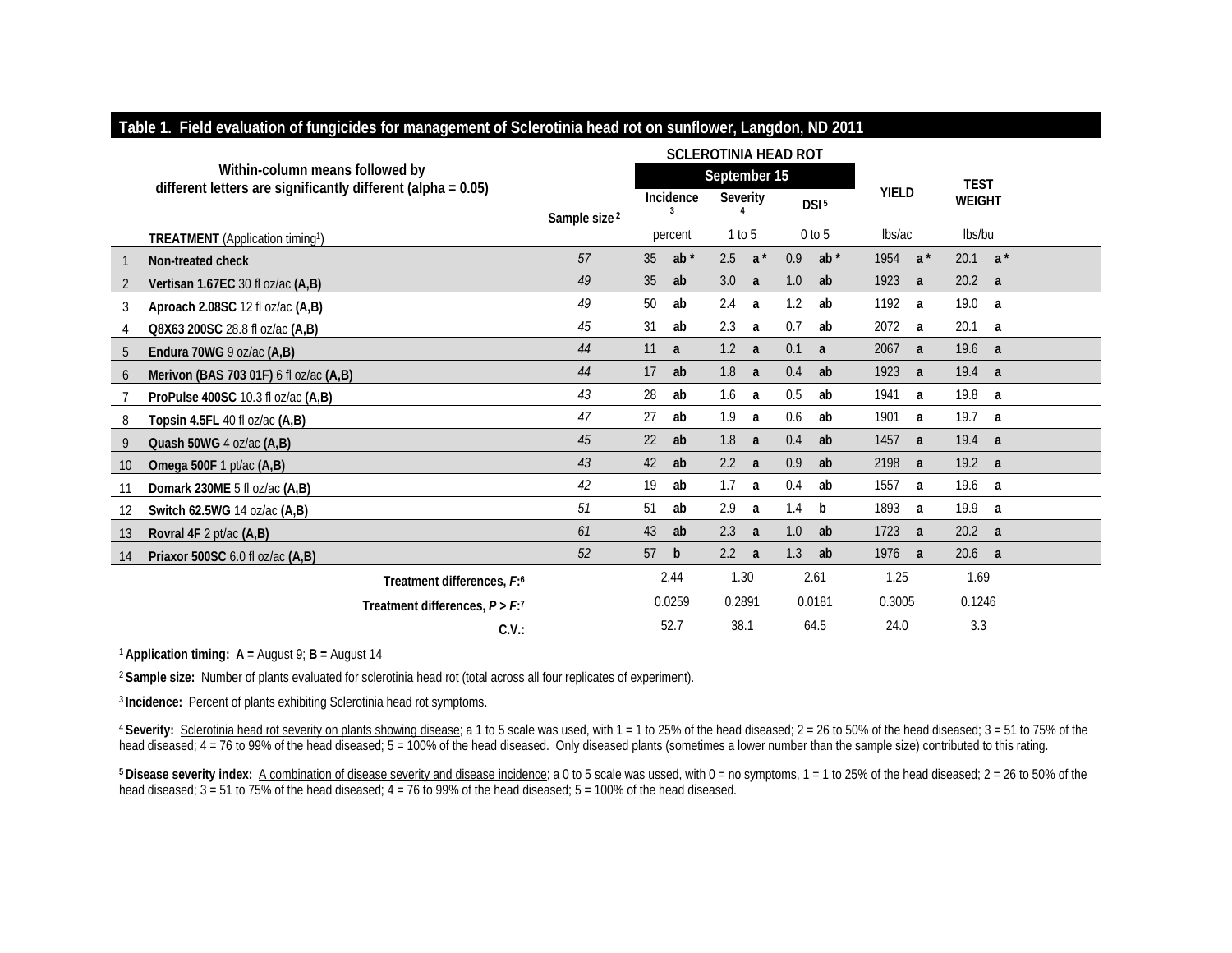**Table 1. Field evaluation of fungicides for management of Sclerotinia head rot on sunflower, Langdon, ND 2011**

| | Within-column means followed by different letters are significantly different (alpha = 0.05) | | SCLEROTINIA HEAD ROT | | | | | | | | | |
|---|---|---|---|---|---|---|---|---|---|---|---|---|
| | | | September 15 | | | | | | | | | |
| | | Sample size [2] | Incidence [3] | | Severity [4] | | DSI [5] | | YIELD | | TEST WEIGHT | |
| | **TREATMENT** (Application timing[1]) | | percent | | 1 to 5 | | 0 to 5 | | lbs/ac | | lbs/bu | |
| 1 | **Non-treated check** | 57 | 35 | **ab** * | 2.5 | **a** * | 0.9 | **ab** * | 1954 | **a** * | 20.1 | **a** * |
| 2 | **Vertisan 1.67EC** 30 fl oz/ac **(A,B)** | 49 | 35 | **ab** | 3.0 | **a** | 1.0 | **ab** | 1923 | **a** | 20.2 | **a** |
| 3 | **Aproach 2.08SC** 12 fl oz/ac **(A,B)** | 49 | 50 | **ab** | 2.4 | **a** | 1.2 | **ab** | 1192 | **a** | 19.0 | **a** |
| 4 | **Q8X63 200SC** 28.8 fl oz/ac **(A,B)** | 45 | 31 | **ab** | 2.3 | **a** | 0.7 | **ab** | 2072 | **a** | 20.1 | **a** |
| 5 | **Endura 70WG** 9 oz/ac **(A,B)** | 44 | 11 | **a** | 1.2 | **a** | 0.1 | **a** | 2067 | **a** | 19.6 | **a** |
| 6 | **Merivon (BAS 703 01F)** 6 fl oz/ac **(A,B)** | 44 | 17 | **ab** | 1.8 | **a** | 0.4 | **ab** | 1923 | **a** | 19.4 | **a** |
| 7 | **ProPulse 400SC** 10.3 fl oz/ac **(A,B)** | 43 | 28 | **ab** | 1.6 | **a** | 0.5 | **ab** | 1941 | **a** | 19.8 | **a** |
| 8 | **Topsin 4.5FL** 40 fl oz/ac **(A,B)** | 47 | 27 | **ab** | 1.9 | **a** | 0.6 | **ab** | 1901 | **a** | 19.7 | **a** |
| 9 | **Quash 50WG** 4 oz/ac **(A,B)** | 45 | 22 | **ab** | 1.8 | **a** | 0.4 | **ab** | 1457 | **a** | 19.4 | **a** |
| 10 | **Omega 500F** 1 pt/ac **(A,B)** | 43 | 42 | **ab** | 2.2 | **a** | 0.9 | **ab** | 2198 | **a** | 19.2 | **a** |
| 11 | **Domark 230ME** 5 fl oz/ac **(A,B)** | 42 | 19 | **ab** | 1.7 | **a** | 0.4 | **ab** | 1557 | **a** | 19.6 | **a** |
| 12 | **Switch 62.5WG** 14 oz/ac **(A,B)** | 51 | 51 | **ab** | 2.9 | **a** | 1.4 | **b** | 1893 | **a** | 19.9 | **a** |
| 13 | **Rovral 4F** 2 pt/ac **(A,B)** | 61 | 43 | **ab** | 2.3 | **a** | 1.0 | **ab** | 1723 | **a** | 20.2 | **a** |
| 14 | **Priaxor 500SC** 6.0 fl oz/ac **(A,B)** | 52 | 57 | **b** | 2.2 | **a** | 1.3 | **ab** | 1976 | **a** | 20.6 | **a** |
| | **Treatment differences, *F*:**[6] | | 2.44 | | 1.30 | | 2.61 | | 1.25 | | 1.69 | |
| | **Treatment differences, *P > F*:**[7] | | 0.0259 | | 0.2891 | | 0.0181 | | 0.3005 | | 0.1246 | |
| | **C.V.:** | | 52.7 | | 38.1 | | 64.5 | | 24.0 | | 3.3 | |

[1] **Application timing: A =** August 9; **B =** August 14

[2] **Sample size:** Number of plants evaluated for sclerotinia head rot (total across all four replicates of experiment).

[3] **Incidence:** Percent of plants exhibiting Sclerotinia head rot symptoms.

[4] **Severity:** Sclerotinia head rot severity on plants showing disease; a 1 to 5 scale was used, with 1 = 1 to 25% of the head diseased; 2 = 26 to 50% of the head diseased; 3 = 51 to 75% of the head diseased; 4 = 76 to 99% of the head diseased; 5 = 100% of the head diseased. Only diseased plants (sometimes a lower number than the sample size) contributed to this rating.

[5] **Disease severity index:** A combination of disease severity and disease incidence; a 0 to 5 scale was ussed, with 0 = no symptoms, 1 = 1 to 25% of the head diseased; 2 = 26 to 50% of the head diseased; 3 = 51 to 75% of the head diseased; 4 = 76 to 99% of the head diseased; 5 = 100% of the head diseased.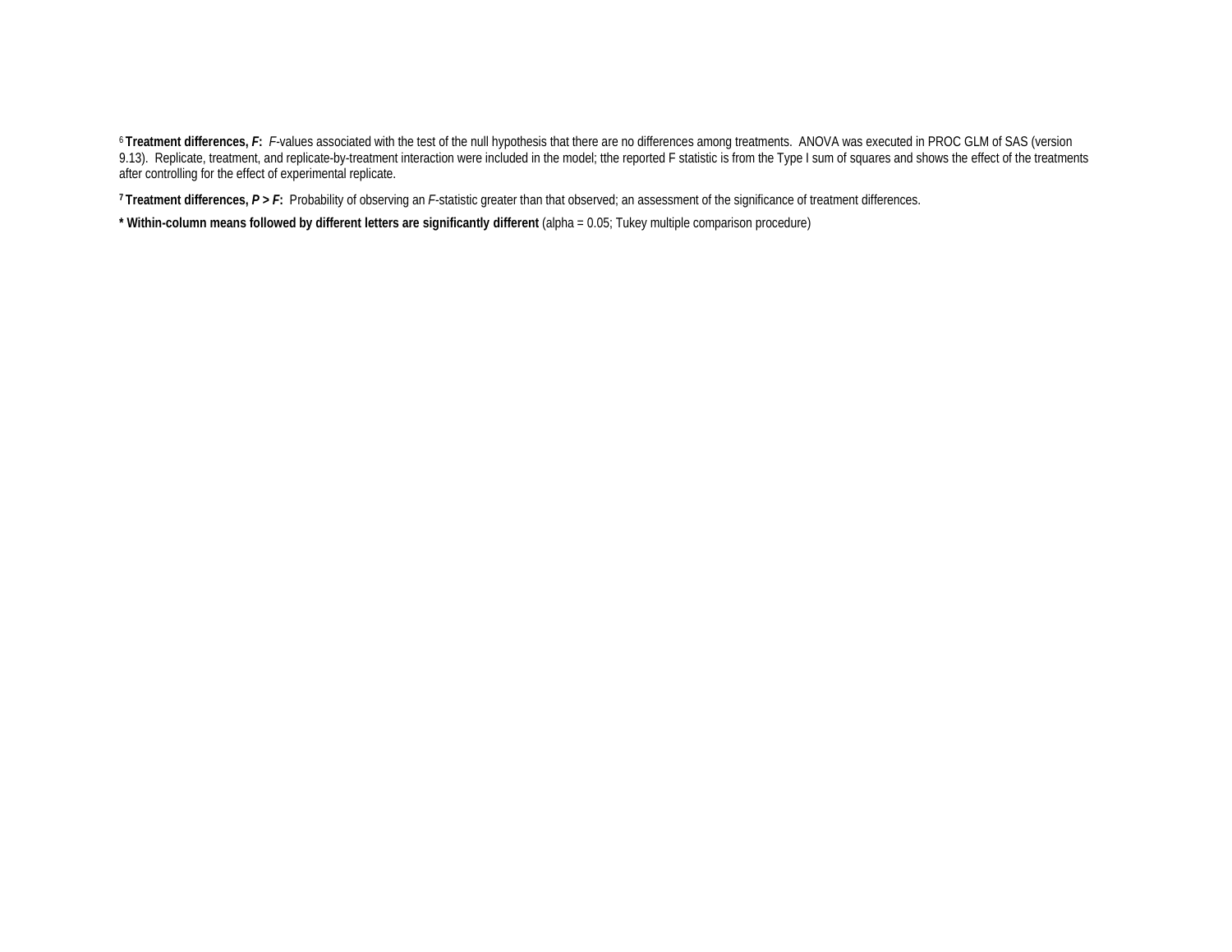[6] **Treatment differences, *F*:** *F*-values associated with the test of the null hypothesis that there are no differences among treatments. ANOVA was executed in PROC GLM of SAS (version 9.13). Replicate, treatment, and replicate-by-treatment interaction were included in the model; tthe reported F statistic is from the Type I sum of squares and shows the effect of the treatments after controlling for the effect of experimental replicate.

[7] **Treatment differences, *P > F*:** Probability of observing an *F*-statistic greater than that observed; an assessment of the significance of treatment differences.

**\* Within-column means followed by different letters are significantly different** (alpha = 0.05; Tukey multiple comparison procedure)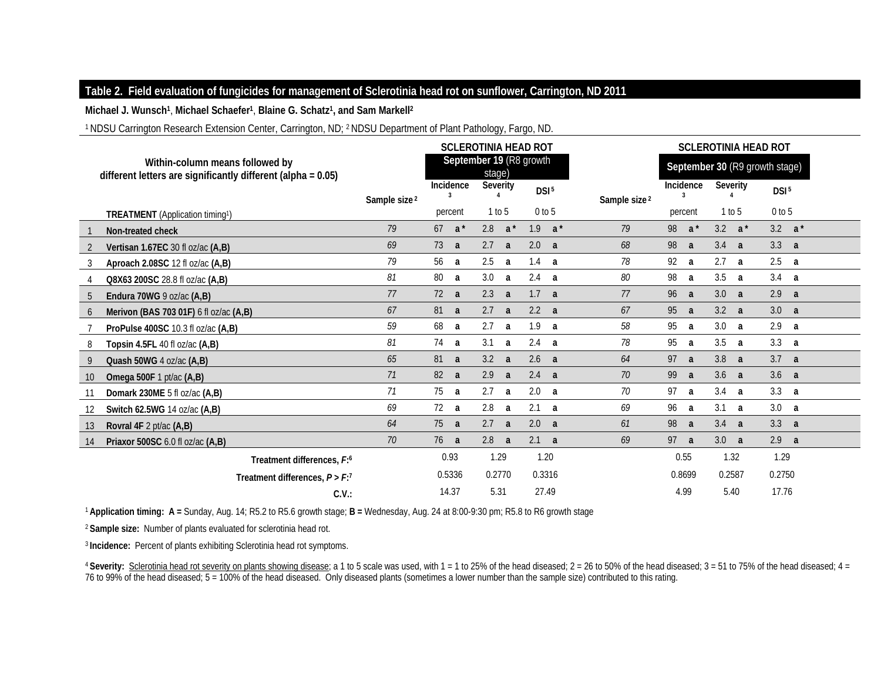## Table 2. Field evaluation of fungicides for management of Sclerotinia head rot on sunflower, Carrington, ND 2011

**Michael J. Wunsch[1], Michael Schaefer[1], Blaine G. Schatz[1], and Sam Markell[2]**

[1] NDSU Carrington Research Extension Center, Carrington, ND; [2] NDSU Department of Plant Pathology, Fargo, ND.

| | Within-column means followed by different letters are significantly different (alpha = 0.05) | | SCLEROTINIA HEAD ROT September 19 (R8 growth stage) | | | | SCLEROTINIA HEAD ROT September 30 (R9 growth stage) | | |
|---|---|---|---|---|---|---|---|---|---|
| | | Sample size [2] | Incidence [3] | Severity [4] | DSI [5] | Sample size [2] | Incidence [3] | Severity [4] | DSI [5] |
| | **TREATMENT** (Application timing[1]) | | percent | 1 to 5 | 0 to 5 | | percent | 1 to 5 | 0 to 5 |
| 1 | **Non-treated check** | *79* | 67 **a*** | 2.8 **a*** | 1.9 **a*** | *79* | 98 **a*** | 3.2 **a*** | 3.2 **a*** |
| 2 | **Vertisan 1.67EC** 30 fl oz/ac **(A,B)** | *69* | 73 **a** | 2.7 **a** | 2.0 **a** | *68* | 98 **a** | 3.4 **a** | 3.3 **a** |
| 3 | **Aproach 2.08SC** 12 fl oz/ac **(A,B)** | *79* | 56 **a** | 2.5 **a** | 1.4 **a** | *78* | 92 **a** | 2.7 **a** | 2.5 **a** |
| 4 | **Q8X63 200SC** 28.8 fl oz/ac **(A,B)** | *81* | 80 **a** | 3.0 **a** | 2.4 **a** | *80* | 98 **a** | 3.5 **a** | 3.4 **a** |
| 5 | **Endura 70WG** 9 oz/ac **(A,B)** | *77* | 72 **a** | 2.3 **a** | 1.7 **a** | *77* | 96 **a** | 3.0 **a** | 2.9 **a** |
| 6 | **Merivon (BAS 703 01F)** 6 fl oz/ac **(A,B)** | *67* | 81 **a** | 2.7 **a** | 2.2 **a** | *67* | 95 **a** | 3.2 **a** | 3.0 **a** |
| 7 | **ProPulse 400SC** 10.3 fl oz/ac **(A,B)** | *59* | 68 **a** | 2.7 **a** | 1.9 **a** | *58* | 95 **a** | 3.0 **a** | 2.9 **a** |
| 8 | **Topsin 4.5FL** 40 fl oz/ac **(A,B)** | *81* | 74 **a** | 3.1 **a** | 2.4 **a** | *78* | 95 **a** | 3.5 **a** | 3.3 **a** |
| 9 | **Quash 50WG** 4 oz/ac **(A,B)** | *65* | 81 **a** | 3.2 **a** | 2.6 **a** | *64* | 97 **a** | 3.8 **a** | 3.7 **a** |
| 10 | **Omega 500F** 1 pt/ac **(A,B)** | *71* | 82 **a** | 2.9 **a** | 2.4 **a** | *70* | 99 **a** | 3.6 **a** | 3.6 **a** |
| 11 | **Domark 230ME** 5 fl oz/ac **(A,B)** | *71* | 75 **a** | 2.7 **a** | 2.0 **a** | *70* | 97 **a** | 3.4 **a** | 3.3 **a** |
| 12 | **Switch 62.5WG** 14 oz/ac **(A,B)** | *69* | 72 **a** | 2.8 **a** | 2.1 **a** | *69* | 96 **a** | 3.1 **a** | 3.0 **a** |
| 13 | **Rovral 4F** 2 pt/ac **(A,B)** | *64* | 75 **a** | 2.7 **a** | 2.0 **a** | *61* | 98 **a** | 3.4 **a** | 3.3 **a** |
| 14 | **Priaxor 500SC** 6.0 fl oz/ac **(A,B)** | *70* | 76 **a** | 2.8 **a** | 2.1 **a** | *69* | 97 **a** | 3.0 **a** | 2.9 **a** |
| | **Treatment differences, *F*:[6]** | | 0.93 | 1.29 | 1.20 | | 0.55 | 1.32 | 1.29 |
| | **Treatment differences, *P > F*:[7]** | | 0.5336 | 0.2770 | 0.3316 | | 0.8699 | 0.2587 | 0.2750 |
| | **C.V.:** | | 14.37 | 5.31 | 27.49 | | 4.99 | 5.40 | 17.76 |

[1] **Application timing: A =** Sunday, Aug. 14; R5.2 to R5.6 growth stage; **B =** Wednesday, Aug. 24 at 8:00-9:30 pm; R5.8 to R6 growth stage

[2] **Sample size:** Number of plants evaluated for sclerotinia head rot.

[3] **Incidence:** Percent of plants exhibiting Sclerotinia head rot symptoms.

[4] **Severity:** Sclerotinia head rot severity on plants showing disease; a 1 to 5 scale was used, with 1 = 1 to 25% of the head diseased; 2 = 26 to 50% of the head diseased; 3 = 51 to 75% of the head diseased; 4 = 76 to 99% of the head diseased; 5 = 100% of the head diseased. Only diseased plants (sometimes a lower number than the sample size) contributed to this rating.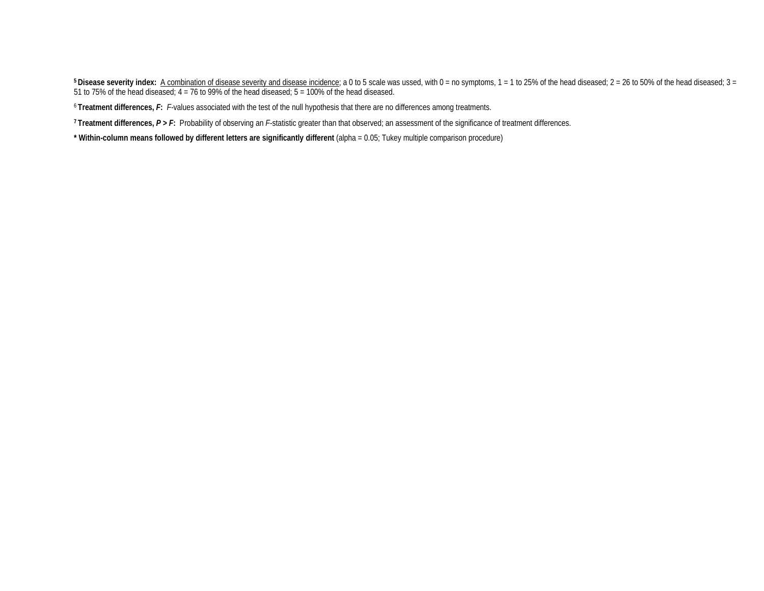[5] **Disease severity index:** A combination of disease severity and disease incidence; a 0 to 5 scale was ussed, with 0 = no symptoms, 1 = 1 to 25% of the head diseased; 2 = 26 to 50% of the head diseased; 3 = 51 to 75% of the head diseased; 4 = 76 to 99% of the head diseased; 5 = 100% of the head diseased.

[6] **Treatment differences, *F*:** *F*-values associated with the test of the null hypothesis that there are no differences among treatments.

[7] **Treatment differences, *P > F*:** Probability of observing an *F*-statistic greater than that observed; an assessment of the significance of treatment differences.

**\* Within-column means followed by different letters are significantly different** (alpha = 0.05; Tukey multiple comparison procedure)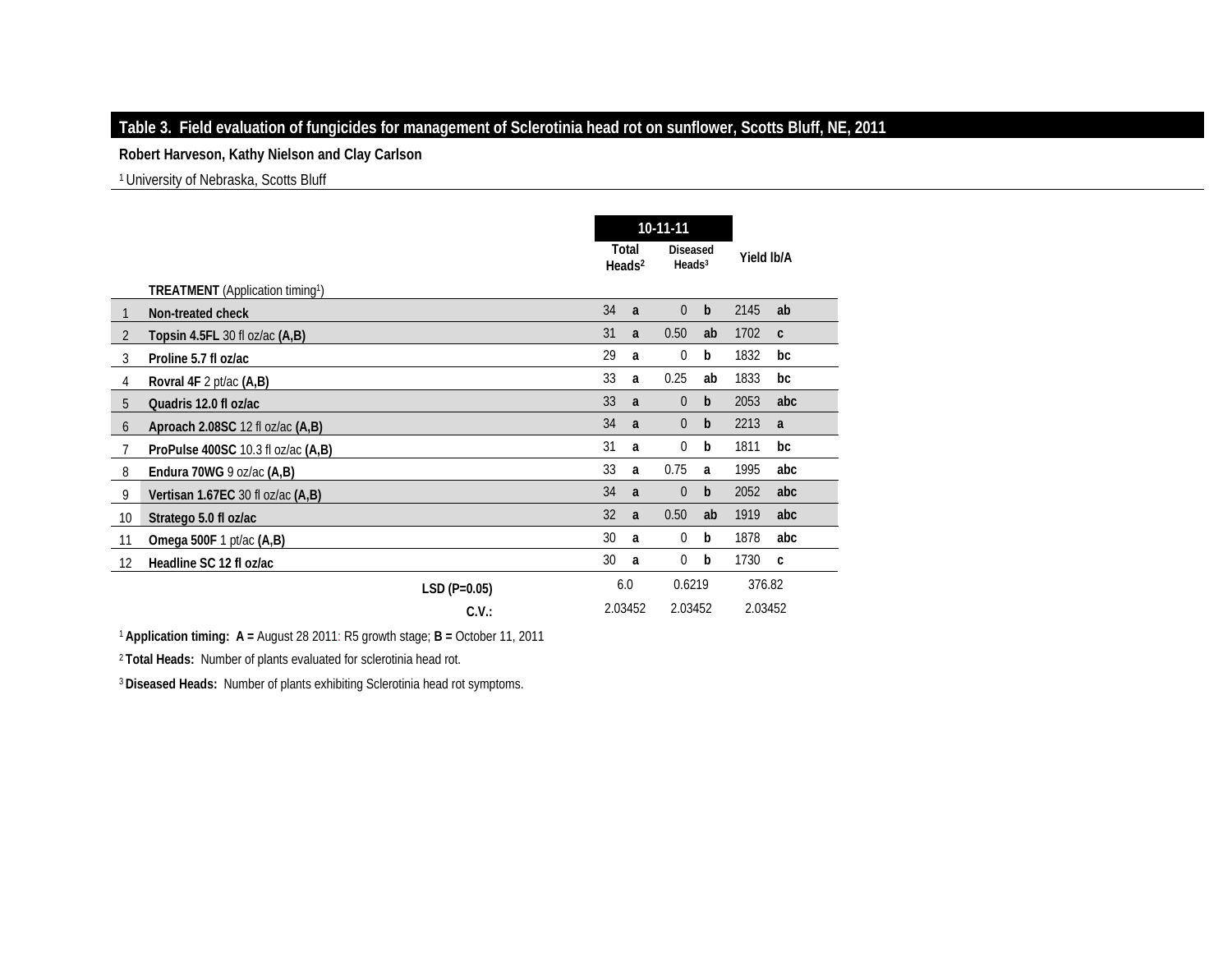## Table 3. Field evaluation of fungicides for management of Sclerotinia head rot on sunflower, Scotts Bluff, NE, 2011

**Robert Harveson, Kathy Nielson and Clay Carlson**

[1] University of Nebraska, Scotts Bluff

| | | 10-11-11 | | | | | |
|---|---|---|---|---|---|---|---|
| | | Total Heads[2] | | Diseased Heads[3] | | Yield lb/A | |
| | **TREATMENT** (Application timing[1]) | | | | | | |
| 1 | **Non-treated check** | 34 | **a** | 0 | **b** | 2145 | **ab** |
| 2 | **Topsin 4.5FL** 30 fl oz/ac **(A,B)** | 31 | **a** | 0.50 | **ab** | 1702 | **c** |
| 3 | **Proline 5.7 fl oz/ac** | 29 | **a** | 0 | **b** | 1832 | **bc** |
| 4 | **Rovral 4F** 2 pt/ac **(A,B)** | 33 | **a** | 0.25 | **ab** | 1833 | **bc** |
| 5 | **Quadris 12.0 fl oz/ac** | 33 | **a** | 0 | **b** | 2053 | **abc** |
| 6 | **Aproach 2.08SC** 12 fl oz/ac **(A,B)** | 34 | **a** | 0 | **b** | 2213 | **a** |
| 7 | **ProPulse 400SC** 10.3 fl oz/ac **(A,B)** | 31 | **a** | 0 | **b** | 1811 | **bc** |
| 8 | **Endura 70WG** 9 oz/ac **(A,B)** | 33 | **a** | 0.75 | **a** | 1995 | **abc** |
| 9 | **Vertisan 1.67EC** 30 fl oz/ac **(A,B)** | 34 | **a** | 0 | **b** | 2052 | **abc** |
| 10 | **Stratego 5.0 fl oz/ac** | 32 | **a** | 0.50 | **ab** | 1919 | **abc** |
| 11 | **Omega 500F** 1 pt/ac **(A,B)** | 30 | **a** | 0 | **b** | 1878 | **abc** |
| 12 | **Headline SC 12 fl oz/ac** | 30 | **a** | 0 | **b** | 1730 | **c** |
| | **LSD (P=0.05)** | 6.0 | | 0.6219 | | 376.82 | |
| | **C.V.:** | 2.03452 | | 2.03452 | | 2.03452 | |

[1] **Application timing: A =** August 28 2011: R5 growth stage; **B =** October 11, 2011

[2] **Total Heads:** Number of plants evaluated for sclerotinia head rot.

[3] **Diseased Heads:** Number of plants exhibiting Sclerotinia head rot symptoms.